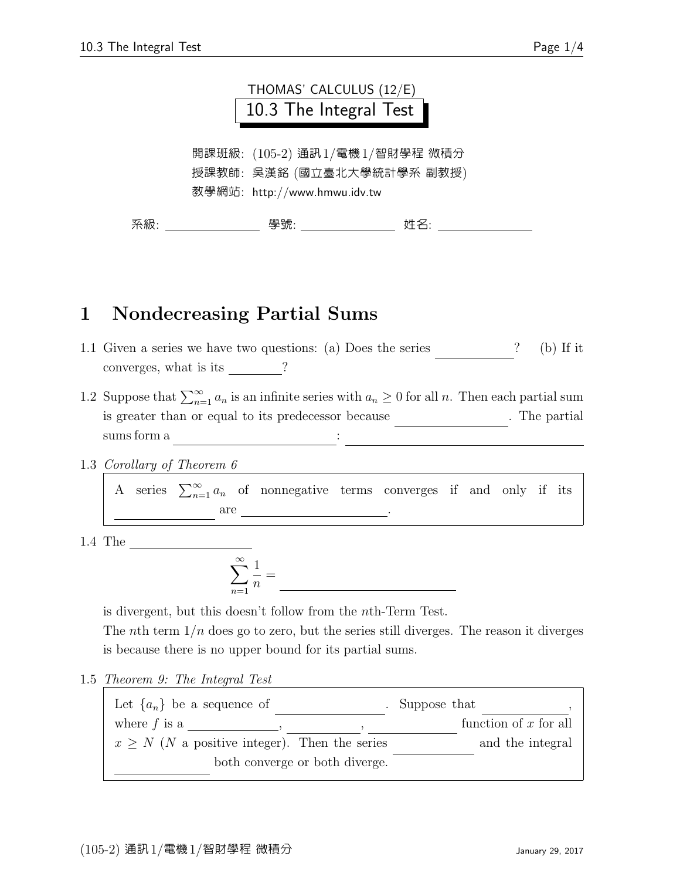THOMAS' CALCULUS (12/E)

# 10.3 The Integral Test

開課班級: (105-2) 通訊1/電機1/智財學程 微積分

授課教師: 吳漢銘 (國立臺北大學統計學系 副教授)

教學網站: http://www.hmwu.idv.tw

系級: ______________ 學號: ______________ 姓名: ______________

## 1 Nondecreasing Partial Sums

1.1 Given a series we have two questions: (a) Does the series ____________? (b) If it converges, what is its ________?

1.2 Suppose that $\sum_{n=1}^{\infty} a_n$ is an infinite series with $a_n \geq 0$ for all $n$. Then each partial sum is greater than or equal to its predecessor because ________________. The partial sums form a ________________________: ________________________________________

1.3 *Corollary of Theorem 6*

> A series $\sum_{n=1}^{\infty} a_n$ of nonnegative terms converges if and only if its ________________ are ______________________.

1.4 The ____________________

$$\sum_{n=1}^{\infty} \frac{1}{n} = \rule{5cm}{0.4pt}$$

is divergent, but this doesn't follow from the $n$th-Term Test.
The $n$th term $1/n$ does go to zero, but the series still diverges. The reason it diverges is because there is no upper bound for its partial sums.

1.5 *Theorem 9: The Integral Test*

> Let $\{a_n\}$ be a sequence of ________________. Suppose that ____________, where $f$ is a ____________, ___________, ____________ function of $x$ for all $x \geq N$ ($N$ a positive integer). Then the series ____________ and the integral ______________ both converge or both diverge.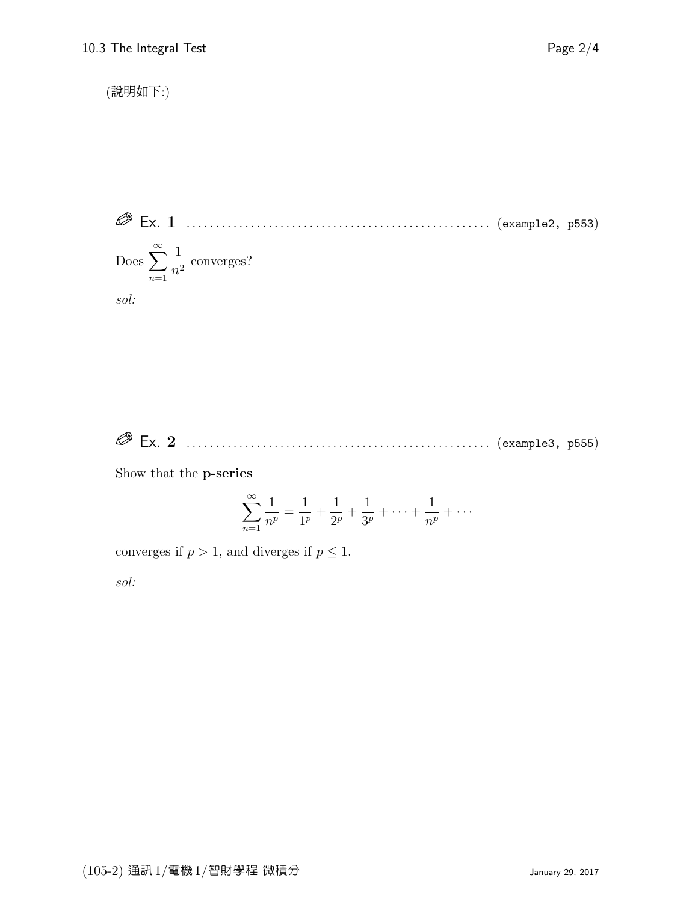(說明如下:)

**Ex. 1** ................................................... (example2, p553)

Does $\displaystyle\sum_{n=1}^{\infty} \frac{1}{n^2}$ converges?

*sol:*

**Ex. 2** ................................................... (example3, p555)

Show that the **p-series**

$$\sum_{n=1}^{\infty} \frac{1}{n^p} = \frac{1}{1^p} + \frac{1}{2^p} + \frac{1}{3^p} + \cdots + \frac{1}{n^p} + \cdots$$

converges if $p > 1$, and diverges if $p \leq 1$.

*sol:*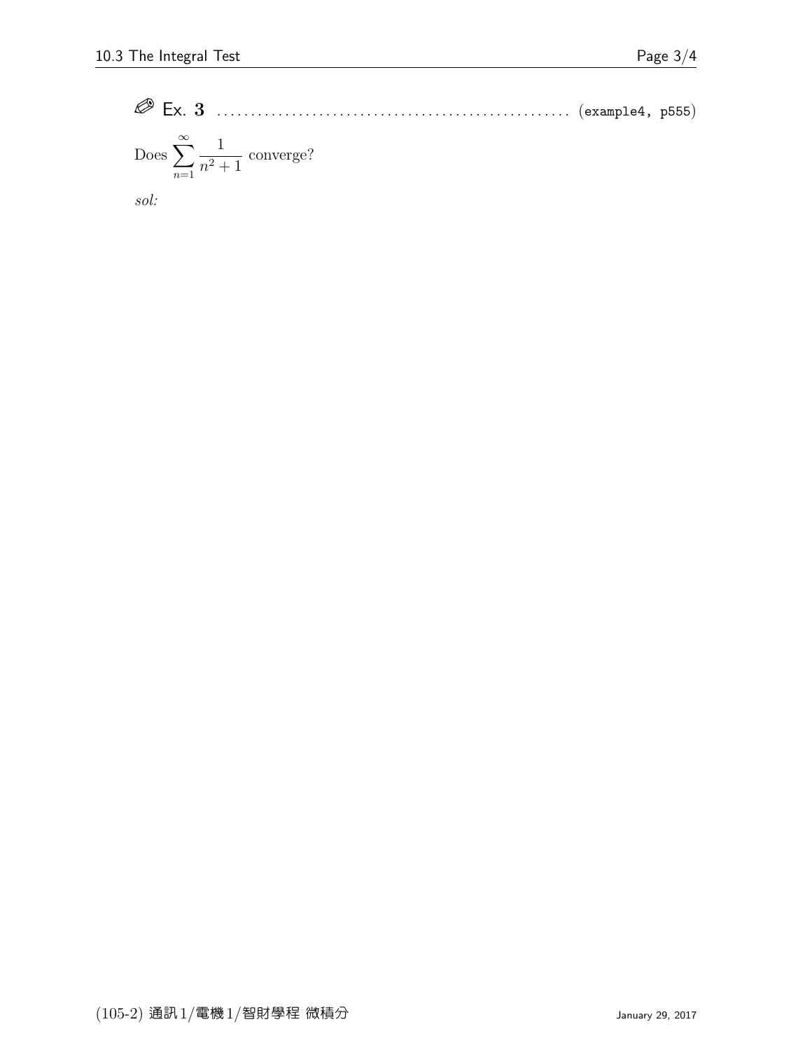✎ Ex. **3** ........................................................ (example4, p555)

Does $\displaystyle\sum_{n=1}^{\infty} \frac{1}{n^2+1}$ converge?

*sol:*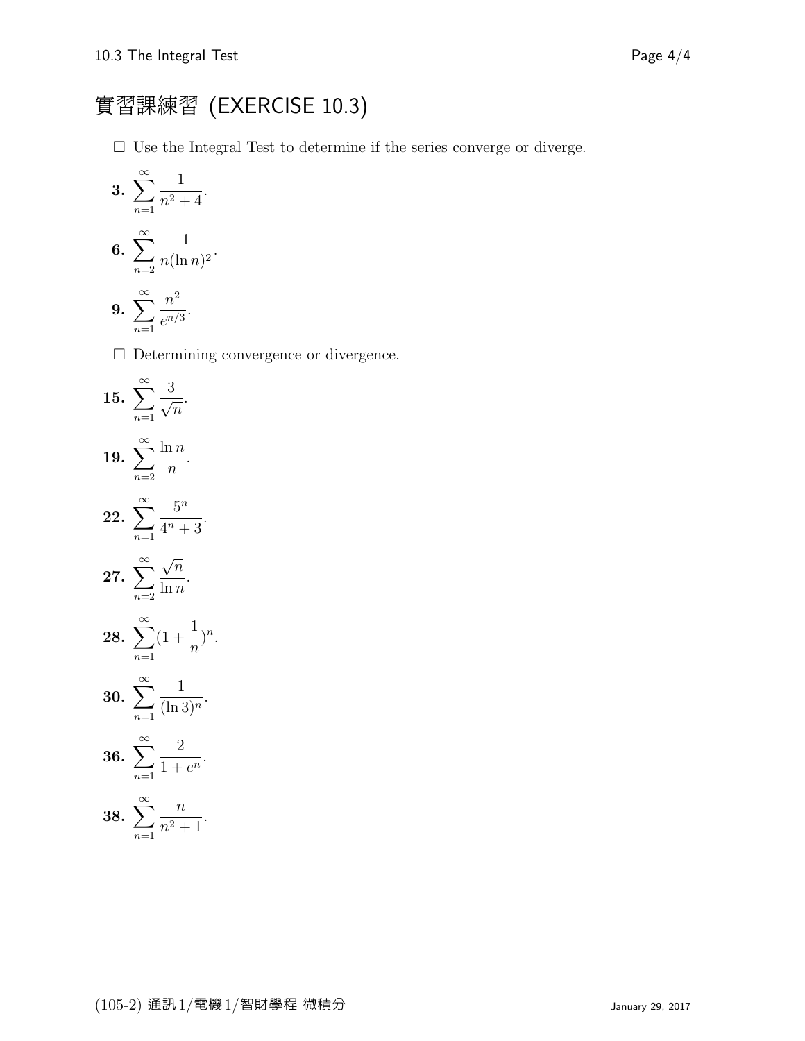# 實習課練習 (EXERCISE 10.3)

□ Use the Integral Test to determine if the series converge or diverge.

**3.** $\displaystyle\sum_{n=1}^{\infty} \frac{1}{n^2+4}$.

**6.** $\displaystyle\sum_{n=2}^{\infty} \frac{1}{n(\ln n)^2}$.

**9.** $\displaystyle\sum_{n=1}^{\infty} \frac{n^2}{e^{n/3}}$.

□ Determining convergence or divergence.

**15.** $\displaystyle\sum_{n=1}^{\infty} \frac{3}{\sqrt{n}}$.

**19.** $\displaystyle\sum_{n=2}^{\infty} \frac{\ln n}{n}$.

**22.** $\displaystyle\sum_{n=1}^{\infty} \frac{5^n}{4^n+3}$.

**27.** $\displaystyle\sum_{n=2}^{\infty} \frac{\sqrt{n}}{\ln n}$.

**28.** $\displaystyle\sum_{n=1}^{\infty} (1+\frac{1}{n})^n$.

**30.** $\displaystyle\sum_{n=1}^{\infty} \frac{1}{(\ln 3)^n}$.

**36.** $\displaystyle\sum_{n=1}^{\infty} \frac{2}{1+e^n}$.

**38.** $\displaystyle\sum_{n=1}^{\infty} \frac{n}{n^2+1}$.